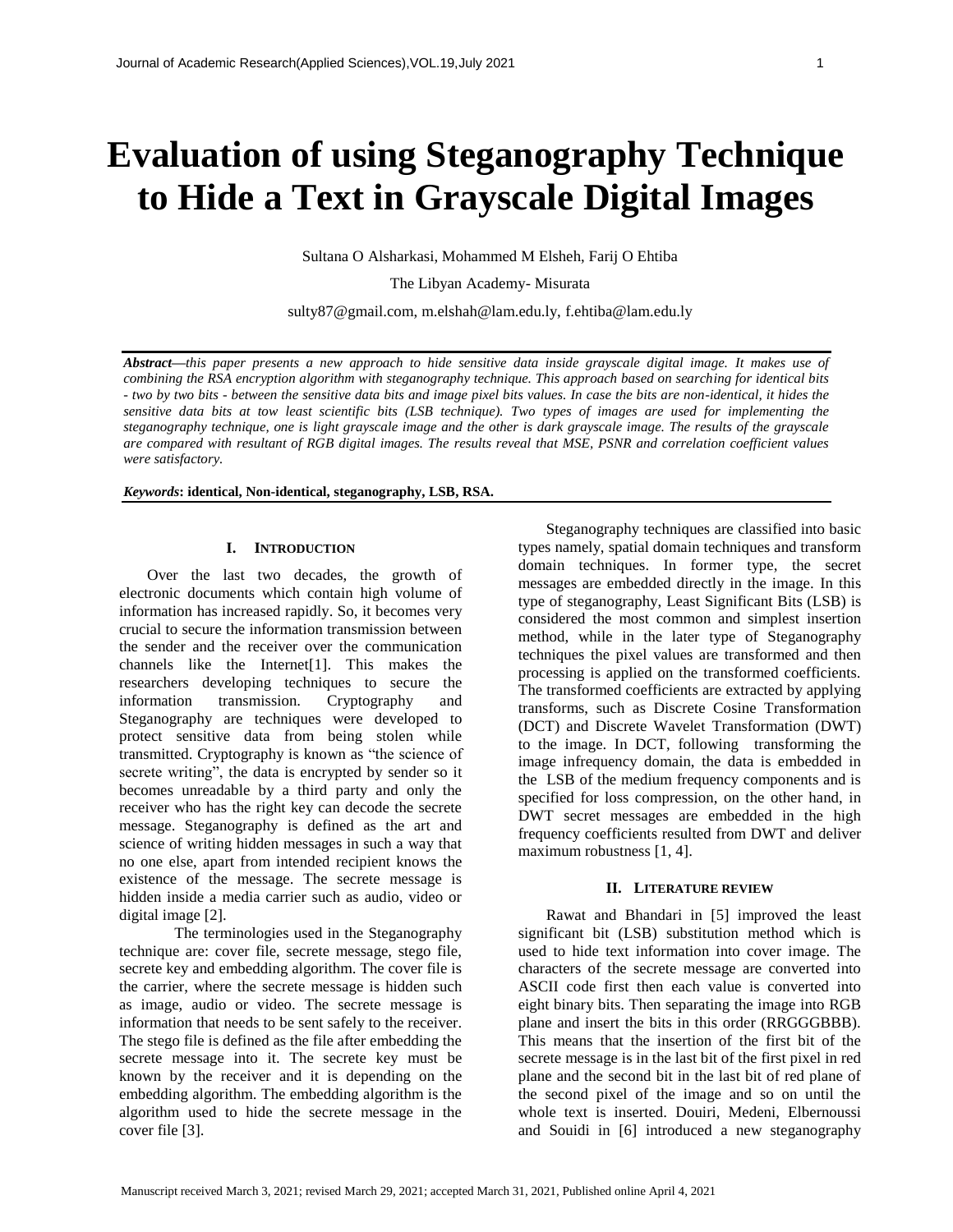# Evaluation of using Steganography Technique to Hide a Text in Grayscale Digital Images

Sultana O Alsharkasi, Mohammed M Elsheh, Farij O Ehtiba

The Libyan Academy- Misurata

sulty87@gmail.com, m.elshah@lam.edu.ly, f.ehtiba@lam.edu.ly

***Abstract***—*this paper presents a new approach to hide sensitive data inside grayscale digital image. It makes use of combining the RSA encryption algorithm with steganography technique. This approach based on searching for identical bits - two by two bits - between the sensitive data bits and image pixel bits values. In case the bits are non-identical, it hides the sensitive data bits at tow least scientific bits (LSB technique). Two types of images are used for implementing the steganography technique, one is light grayscale image and the other is dark grayscale image. The results of the grayscale are compared with resultant of RGB digital images. The results reveal that MSE, PSNR and correlation coefficient values were satisfactory.*

***Keywords*: identical, Non-identical, steganography, LSB, RSA.**

## I. Introduction

Over the last two decades, the growth of electronic documents which contain high volume of information has increased rapidly. So, it becomes very crucial to secure the information transmission between the sender and the receiver over the communication channels like the Internet[1]. This makes the researchers developing techniques to secure the information transmission. Cryptography and Steganography are techniques were developed to protect sensitive data from being stolen while transmitted. Cryptography is known as "the science of secrete writing", the data is encrypted by sender so it becomes unreadable by a third party and only the receiver who has the right key can decode the secrete message. Steganography is defined as the art and science of writing hidden messages in such a way that no one else, apart from intended recipient knows the existence of the message. The secrete message is hidden inside a media carrier such as audio, video or digital image [2].

The terminologies used in the Steganography technique are: cover file, secrete message, stego file, secrete key and embedding algorithm. The cover file is the carrier, where the secrete message is hidden such as image, audio or video. The secrete message is information that needs to be sent safely to the receiver. The stego file is defined as the file after embedding the secrete message into it. The secrete key must be known by the receiver and it is depending on the embedding algorithm. The embedding algorithm is the algorithm used to hide the secrete message in the cover file [3].

Steganography techniques are classified into basic types namely, spatial domain techniques and transform domain techniques. In former type, the secret messages are embedded directly in the image. In this type of steganography, Least Significant Bits (LSB) is considered the most common and simplest insertion method, while in the later type of Steganography techniques the pixel values are transformed and then processing is applied on the transformed coefficients. The transformed coefficients are extracted by applying transforms, such as Discrete Cosine Transformation (DCT) and Discrete Wavelet Transformation (DWT) to the image. In DCT, following transforming the image infrequency domain, the data is embedded in the LSB of the medium frequency components and is specified for loss compression, on the other hand, in DWT secret messages are embedded in the high frequency coefficients resulted from DWT and deliver maximum robustness [1, 4].

## II. Literature review

Rawat and Bhandari in [5] improved the least significant bit (LSB) substitution method which is used to hide text information into cover image. The characters of the secrete message are converted into ASCII code first then each value is converted into eight binary bits. Then separating the image into RGB plane and insert the bits in this order (RRGGGBBB). This means that the insertion of the first bit of the secrete message is in the last bit of the first pixel in red plane and the second bit in the last bit of red plane of the second pixel of the image and so on until the whole text is inserted. Douiri, Medeni, Elbernoussi and Souidi in [6] introduced a new steganography

Manuscript received March 3, 2021; revised March 29, 2021; accepted March 31, 2021, Published online April 4, 2021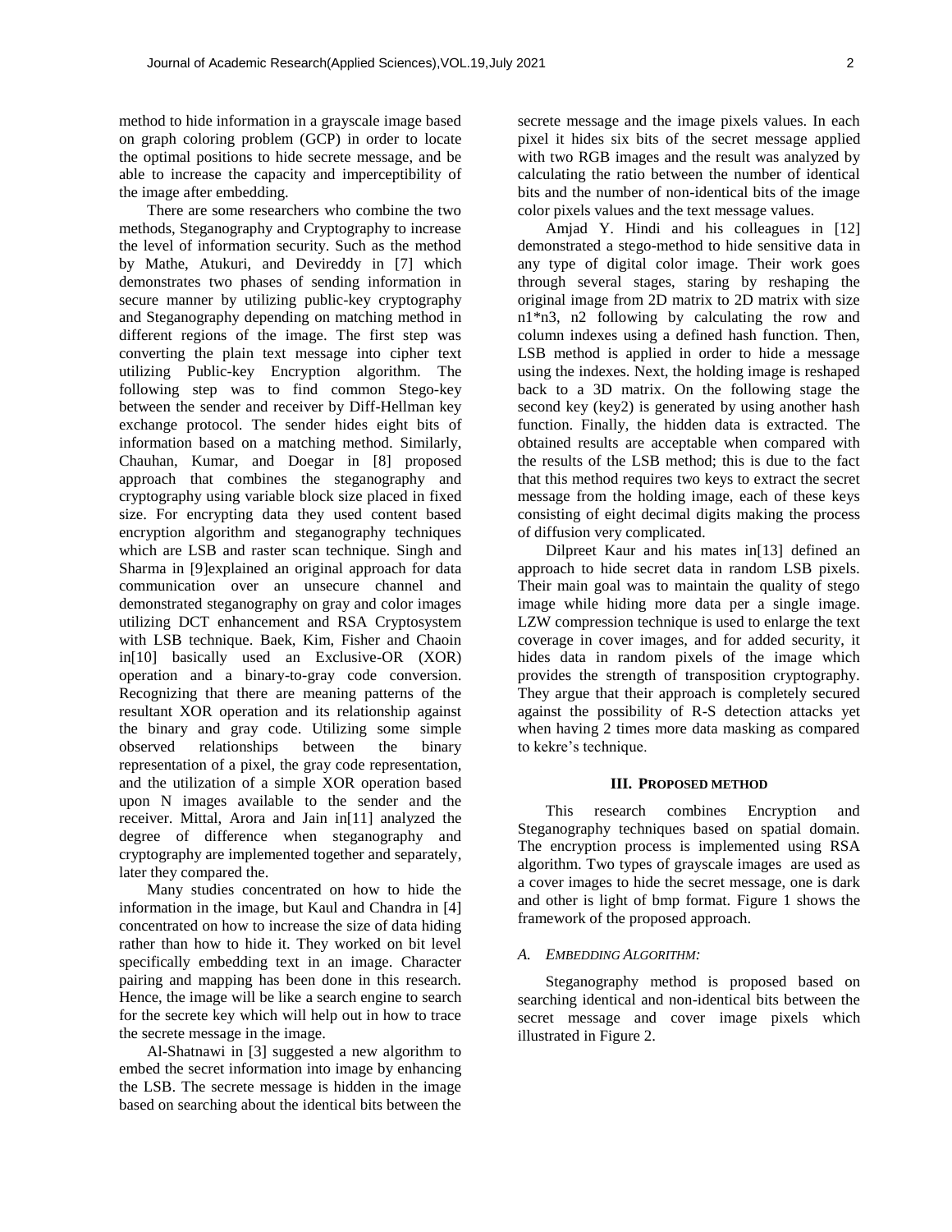method to hide information in a grayscale image based on graph coloring problem (GCP) in order to locate the optimal positions to hide secrete message, and be able to increase the capacity and imperceptibility of the image after embedding.

There are some researchers who combine the two methods, Steganography and Cryptography to increase the level of information security. Such as the method by Mathe, Atukuri, and Devireddy in [7] which demonstrates two phases of sending information in secure manner by utilizing public-key cryptography and Steganography depending on matching method in different regions of the image. The first step was converting the plain text message into cipher text utilizing Public-key Encryption algorithm. The following step was to find common Stego-key between the sender and receiver by Diff-Hellman key exchange protocol. The sender hides eight bits of information based on a matching method. Similarly, Chauhan, Kumar, and Doegar in [8] proposed approach that combines the steganography and cryptography using variable block size placed in fixed size. For encrypting data they used content based encryption algorithm and steganography techniques which are LSB and raster scan technique. Singh and Sharma in [9]explained an original approach for data communication over an unsecure channel and demonstrated steganography on gray and color images utilizing DCT enhancement and RSA Cryptosystem with LSB technique. Baek, Kim, Fisher and Chaoin in[10] basically used an Exclusive-OR (XOR) operation and a binary-to-gray code conversion. Recognizing that there are meaning patterns of the resultant XOR operation and its relationship against the binary and gray code. Utilizing some simple observed relationships between the binary representation of a pixel, the gray code representation, and the utilization of a simple XOR operation based upon N images available to the sender and the receiver. Mittal, Arora and Jain in[11] analyzed the degree of difference when steganography and cryptography are implemented together and separately, later they compared the.

Many studies concentrated on how to hide the information in the image, but Kaul and Chandra in [4] concentrated on how to increase the size of data hiding rather than how to hide it. They worked on bit level specifically embedding text in an image. Character pairing and mapping has been done in this research. Hence, the image will be like a search engine to search for the secrete key which will help out in how to trace the secrete message in the image.

Al-Shatnawi in [3] suggested a new algorithm to embed the secret information into image by enhancing the LSB. The secrete message is hidden in the image based on searching about the identical bits between the secrete message and the image pixels values. In each pixel it hides six bits of the secret message applied with two RGB images and the result was analyzed by calculating the ratio between the number of identical bits and the number of non-identical bits of the image color pixels values and the text message values.

Amjad Y. Hindi and his colleagues in [12] demonstrated a stego-method to hide sensitive data in any type of digital color image. Their work goes through several stages, staring by reshaping the original image from 2D matrix to 2D matrix with size n1*n3, n2 following by calculating the row and column indexes using a defined hash function. Then, LSB method is applied in order to hide a message using the indexes. Next, the holding image is reshaped back to a 3D matrix. On the following stage the second key (key2) is generated by using another hash function. Finally, the hidden data is extracted. The obtained results are acceptable when compared with the results of the LSB method; this is due to the fact that this method requires two keys to extract the secret message from the holding image, each of these keys consisting of eight decimal digits making the process of diffusion very complicated.

Dilpreet Kaur and his mates in[13] defined an approach to hide secret data in random LSB pixels. Their main goal was to maintain the quality of stego image while hiding more data per a single image. LZW compression technique is used to enlarge the text coverage in cover images, and for added security, it hides data in random pixels of the image which provides the strength of transposition cryptography. They argue that their approach is completely secured against the possibility of R-S detection attacks yet when having 2 times more data masking as compared to kekre's technique.

## III. PROPOSED METHOD

This research combines Encryption and Steganography techniques based on spatial domain. The encryption process is implemented using RSA algorithm. Two types of grayscale images are used as a cover images to hide the secret message, one is dark and other is light of bmp format. Figure 1 shows the framework of the proposed approach.

### A. EMBEDDING ALGORITHM:

Steganography method is proposed based on searching identical and non-identical bits between the secret message and cover image pixels which illustrated in Figure 2.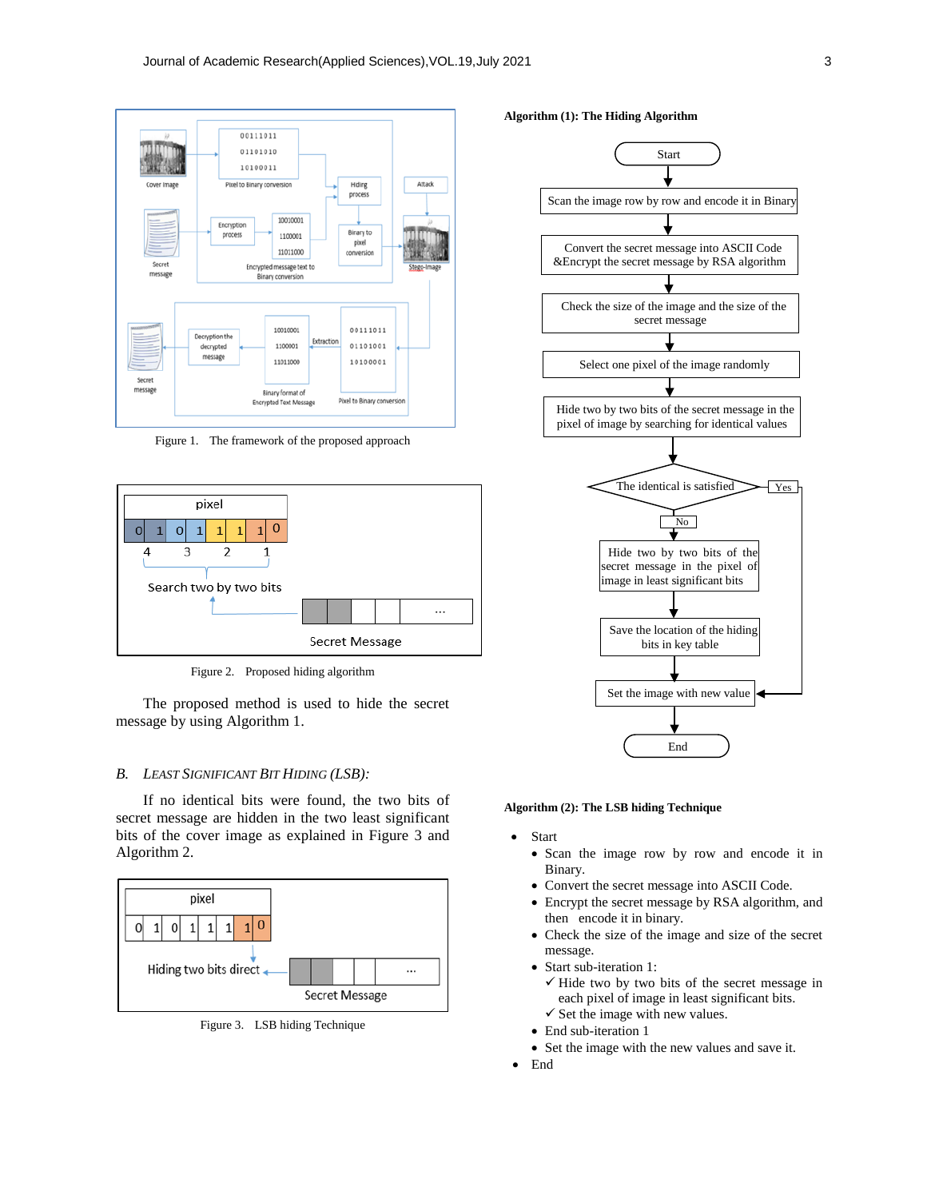Figure 1. The framework of the proposed approach

Figure 2. Proposed hiding algorithm

The proposed method is used to hide the secret message by using Algorithm 1.

### B. *Least Significant Bit Hiding (LSB):*

If no identical bits were found, the two bits of secret message are hidden in the two least significant bits of the cover image as explained in Figure 3 and Algorithm 2.

Figure 3. LSB hiding Technique

**Algorithm (1): The Hiding Algorithm**

**Algorithm (2): The LSB hiding Technique**

- Start
  - Scan the image row by row and encode it in Binary.
  - Convert the secret message into ASCII Code.
  - Encrypt the secret message by RSA algorithm, and then encode it in binary.
  - Check the size of the image and size of the secret message.
  - Start sub-iteration 1:
    - ✓ Hide two by two bits of the secret message in each pixel of image in least significant bits.
    - ✓ Set the image with new values.
  - End sub-iteration 1
  - Set the image with the new values and save it.
- End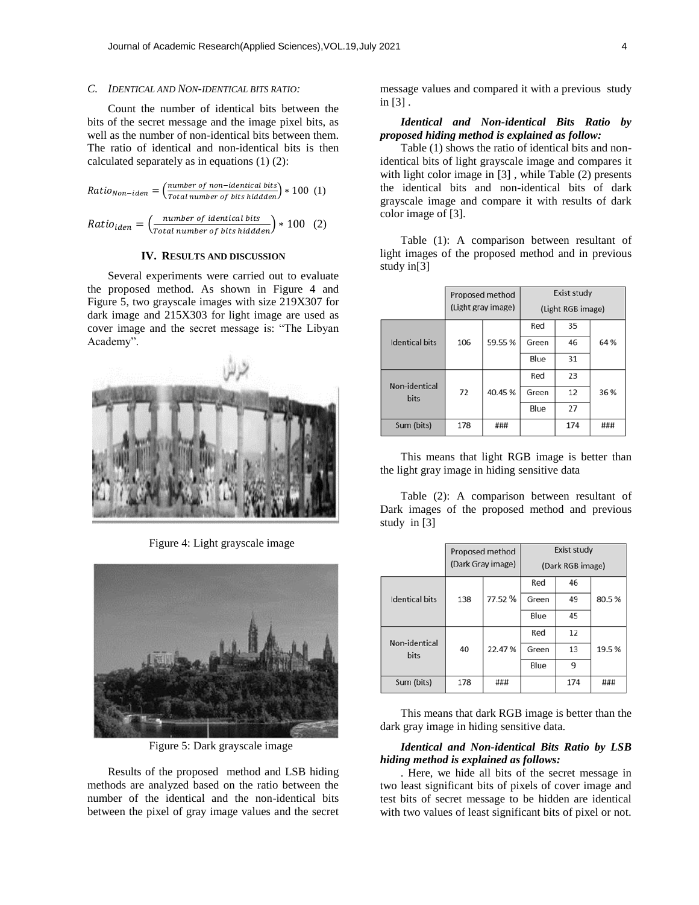### C. IDENTICAL AND NON-IDENTICAL BITS RATIO:

Count the number of identical bits between the bits of the secret message and the image pixel bits, as well as the number of non-identical bits between them. The ratio of identical and non-identical bits is then calculated separately as in equations (1) (2):

$$Ratio_{Non-iden} = \left(\frac{number\ of\ non-identical\ bits}{Total\ number\ of\ bits\ hiddden}\right) * 100 \quad (1)$$

$$Ratio_{iden} = \left(\frac{number\ of\ identical\ bits}{Total\ number\ of\ bits\ hiddden}\right) * 100 \quad (2)$$

## IV. RESULTS AND DISCUSSION

Several experiments were carried out to evaluate the proposed method. As shown in Figure 4 and Figure 5, two grayscale images with size 219X307 for dark image and 215X303 for light image are used as cover image and the secret message is: "The Libyan Academy".

Figure 4: Light grayscale image

Figure 5: Dark grayscale image

Results of the proposed method and LSB hiding methods are analyzed based on the ratio between the number of the identical and the non-identical bits between the pixel of gray image values and the secret message values and compared it with a previous study in [3] .

***Identical and Non-identical Bits Ratio by proposed hiding method is explained as follow:***

Table (1) shows the ratio of identical bits and non-identical bits of light grayscale image and compares it with light color image in [3] , while Table (2) presents the identical bits and non-identical bits of dark grayscale image and compare it with results of dark color image of [3].

Table (1): A comparison between resultant of light images of the proposed method and in previous study in[3]

| | Proposed method (Light gray image) | | Exist study (Light RGB image) | | |
|---|---|---|---|---|---|
| Identical bits | 106 | 59.55 % | Red | 35 | 64 % |
| | | | Green | 46 | |
| | | | Blue | 31 | |
| Non-identical bits | 72 | 40.45 % | Red | 23 | 36 % |
| | | | Green | 12 | |
| | | | Blue | 27 | |
| Sum (bits) | 178 | ### | | 174 | ### |

This means that light RGB image is better than the light gray image in hiding sensitive data

Table (2): A comparison between resultant of Dark images of the proposed method and previous study in [3]

| | Proposed method (Dark Gray image) | | Exist study (Dark RGB image) | | |
|---|---|---|---|---|---|
| Identical bits | 138 | 77.52 % | Red | 46 | 80.5 % |
| | | | Green | 49 | |
| | | | Blue | 45 | |
| Non-identical bits | 40 | 22.47 % | Red | 12 | 19.5 % |
| | | | Green | 13 | |
| | | | Blue | 9 | |
| Sum (bits) | 178 | ### | | 174 | ### |

This means that dark RGB image is better than the dark gray image in hiding sensitive data.

***Identical and Non-identical Bits Ratio by LSB hiding method is explained as follows:***

. Here, we hide all bits of the secret message in two least significant bits of pixels of cover image and test bits of secret message to be hidden are identical with two values of least significant bits of pixel or not.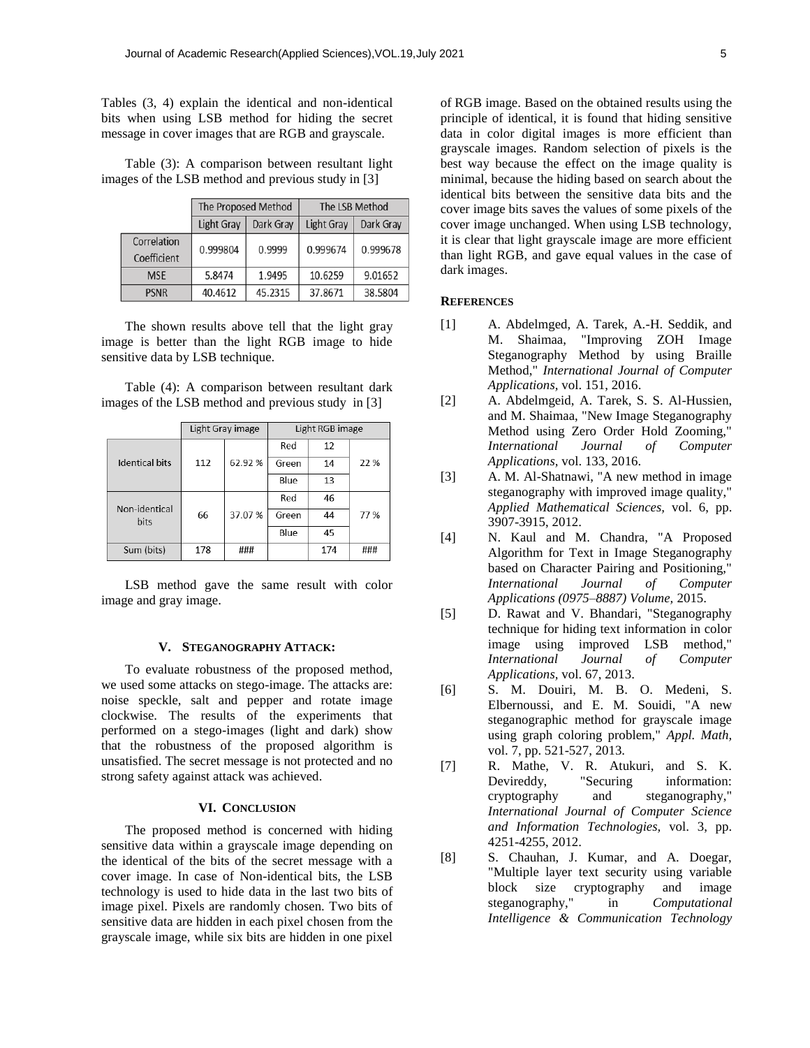Tables (3, 4) explain the identical and non-identical bits when using LSB method for hiding the secret message in cover images that are RGB and grayscale.

Table (3): A comparison between resultant light images of the LSB method and previous study in [3]

| | The Proposed Method | | The LSB Method | |
|---|---|---|---|---|
| | Light Gray | Dark Gray | Light Gray | Dark Gray |
| Correlation Coefficient | 0.999804 | 0.9999 | 0.999674 | 0.999678 |
| MSE | 5.8474 | 1.9495 | 10.6259 | 9.01652 |
| PSNR | 40.4612 | 45.2315 | 37.8671 | 38.5804 |

The shown results above tell that the light gray image is better than the light RGB image to hide sensitive data by LSB technique.

Table (4): A comparison between resultant dark images of the LSB method and previous study in [3]

| | Light Gray image | | Light RGB image | | |
|---|---|---|---|---|---|
| Identical bits | 112 | 62.92 % | Red | 12 | 22 % |
| | | | Green | 14 | |
| | | | Blue | 13 | |
| Non-identical bits | 66 | 37.07 % | Red | 46 | 77 % |
| | | | Green | 44 | |
| | | | Blue | 45 | |
| Sum (bits) | 178 | ### | | 174 | ### |

LSB method gave the same result with color image and gray image.

## V. Steganography Attack:

To evaluate robustness of the proposed method, we used some attacks on stego-image. The attacks are: noise speckle, salt and pepper and rotate image clockwise. The results of the experiments that performed on a stego-images (light and dark) show that the robustness of the proposed algorithm is unsatisfied. The secret message is not protected and no strong safety against attack was achieved.

## VI. Conclusion

The proposed method is concerned with hiding sensitive data within a grayscale image depending on the identical of the bits of the secret message with a cover image. In case of Non-identical bits, the LSB technology is used to hide data in the last two bits of image pixel. Pixels are randomly chosen. Two bits of sensitive data are hidden in each pixel chosen from the grayscale image, while six bits are hidden in one pixel of RGB image. Based on the obtained results using the principle of identical, it is found that hiding sensitive data in color digital images is more efficient than grayscale images. Random selection of pixels is the best way because the effect on the image quality is minimal, because the hiding based on search about the identical bits between the sensitive data bits and the cover image bits saves the values of some pixels of the cover image unchanged. When using LSB technology, it is clear that light grayscale image are more efficient than light RGB, and gave equal values in the case of dark images.

## References

[1] A. Abdelmged, A. Tarek, A.-H. Seddik, and M. Shaimaa, "Improving ZOH Image Steganography Method by using Braille Method," *International Journal of Computer Applications,* vol. 151, 2016.

[2] A. Abdelmgeid, A. Tarek, S. S. Al-Hussien, and M. Shaimaa, "New Image Steganography Method using Zero Order Hold Zooming," *International Journal of Computer Applications,* vol. 133, 2016.

[3] A. M. Al-Shatnawi, "A new method in image steganography with improved image quality," *Applied Mathematical Sciences,* vol. 6, pp. 3907-3915, 2012.

[4] N. Kaul and M. Chandra, "A Proposed Algorithm for Text in Image Steganography based on Character Pairing and Positioning," *International Journal of Computer Applications (0975–8887) Volume,* 2015.

[5] D. Rawat and V. Bhandari, "Steganography technique for hiding text information in color image using improved LSB method," *International Journal of Computer Applications,* vol. 67, 2013.

[6] S. M. Douiri, M. B. O. Medeni, S. Elbernoussi, and E. M. Souidi, "A new steganographic method for grayscale image using graph coloring problem," *Appl. Math,* vol. 7, pp. 521-527, 2013.

[7] R. Mathe, V. R. Atukuri, and S. K. Devireddy, "Securing information: cryptography and steganography," *International Journal of Computer Science and Information Technologies,* vol. 3, pp. 4251-4255, 2012.

[8] S. Chauhan, J. Kumar, and A. Doegar, "Multiple layer text security using variable block size cryptography and image steganography," in *Computational Intelligence & Communication Technology*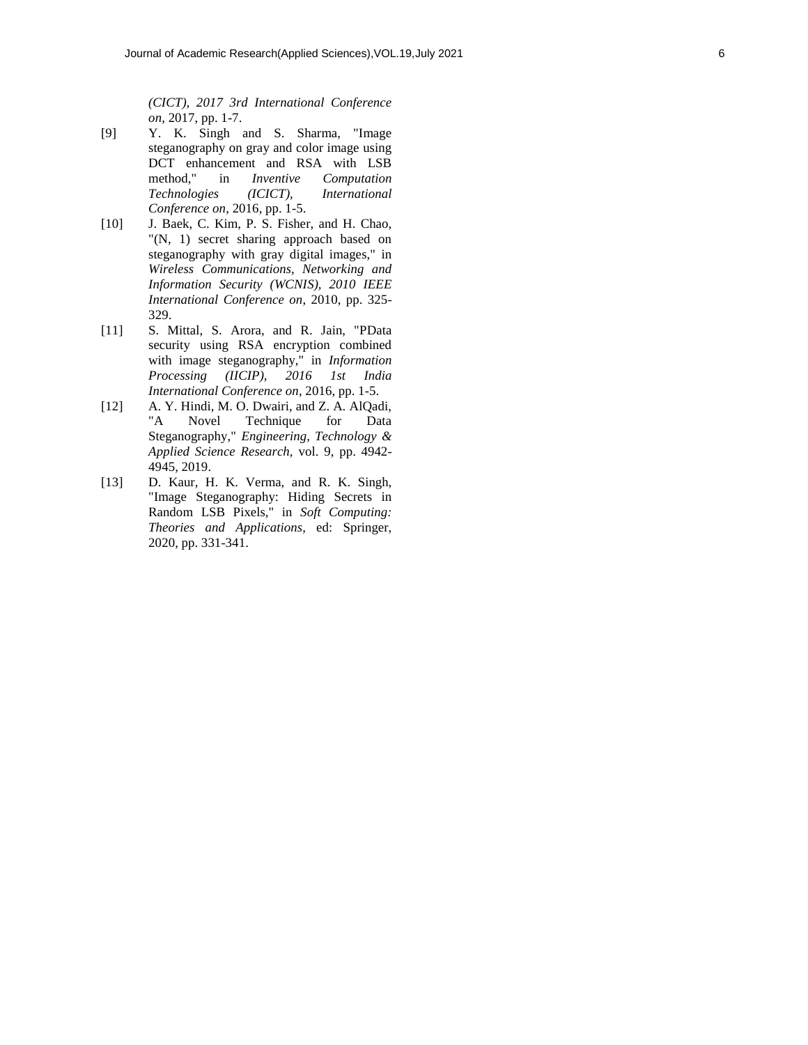*(CICT), 2017 3rd International Conference on*, 2017, pp. 1-7.

[9] Y. K. Singh and S. Sharma, "Image steganography on gray and color image using DCT enhancement and RSA with LSB method," in *Inventive Computation Technologies (ICICT), International Conference on*, 2016, pp. 1-5.

[10] J. Baek, C. Kim, P. S. Fisher, and H. Chao, "(N, 1) secret sharing approach based on steganography with gray digital images," in *Wireless Communications, Networking and Information Security (WCNIS), 2010 IEEE International Conference on*, 2010, pp. 325-329.

[11] S. Mittal, S. Arora, and R. Jain, "PData security using RSA encryption combined with image steganography," in *Information Processing (IICIP), 2016 1st India International Conference on*, 2016, pp. 1-5.

[12] A. Y. Hindi, M. O. Dwairi, and Z. A. AlQadi, "A Novel Technique for Data Steganography," *Engineering, Technology & Applied Science Research*, vol. 9, pp. 4942-4945, 2019.

[13] D. Kaur, H. K. Verma, and R. K. Singh, "Image Steganography: Hiding Secrets in Random LSB Pixels," in *Soft Computing: Theories and Applications*, ed: Springer, 2020, pp. 331-341.